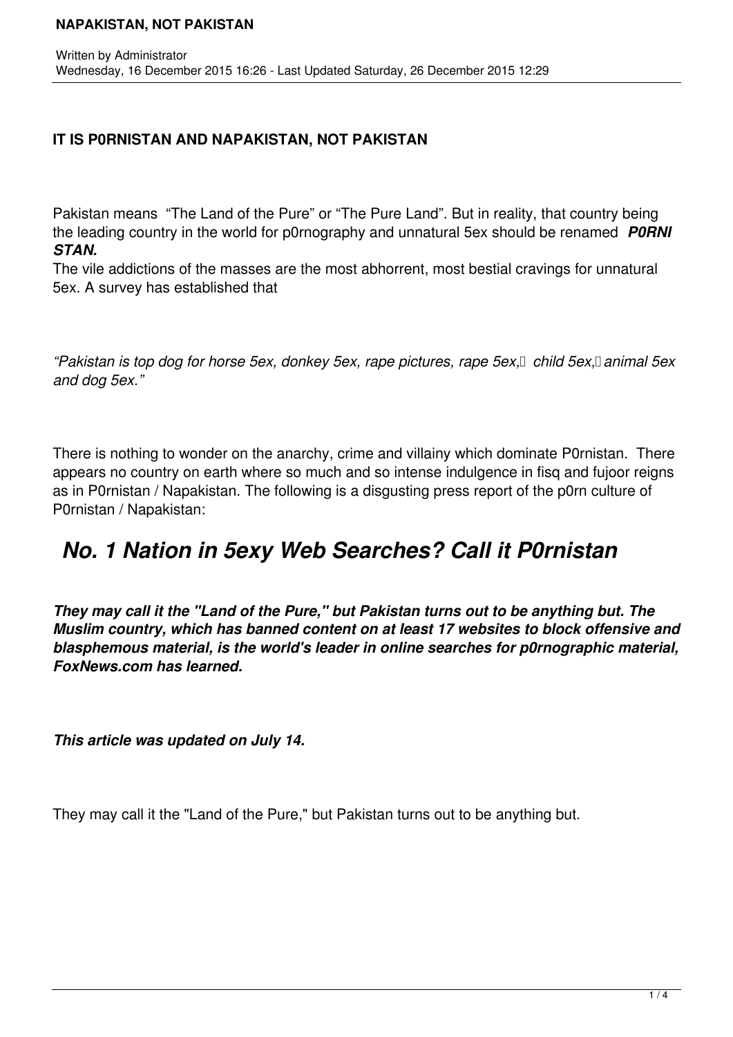**IT IS P0RNISTAN AND NAPAKISTAN, NOT PAKISTAN**

Pakistan means "The Land of the Pure" or "The Pure Land". But in reality, that country being the leading country in the world for p0rnography and unnatural 5ex should be renamed ***P0RNI STAN.***

The vile addictions of the masses are the most abhorrent, most bestial cravings for unnatural 5ex. A survey has established that

*"Pakistan is top dog for horse 5ex, donkey 5ex, rape pictures, rape 5ex, child 5ex, animal 5ex and dog 5ex."*

There is nothing to wonder on the anarchy, crime and villainy which dominate P0rnistan. There appears no country on earth where so much and so intense indulgence in fisq and fujoor reigns as in P0rnistan / Napakistan. The following is a disgusting press report of the p0rn culture of P0rnistan / Napakistan:

## *No. 1 Nation in 5exy Web Searches? Call it P0rnistan*

***They may call it the "Land of the Pure," but Pakistan turns out to be anything but. The Muslim country, which has banned content on at least 17 websites to block offensive and blasphemous material, is the world's leader in online searches for p0rnographic material, FoxNews.com has learned.***

***This article was updated on July 14.***

They may call it the "Land of the Pure," but Pakistan turns out to be anything but.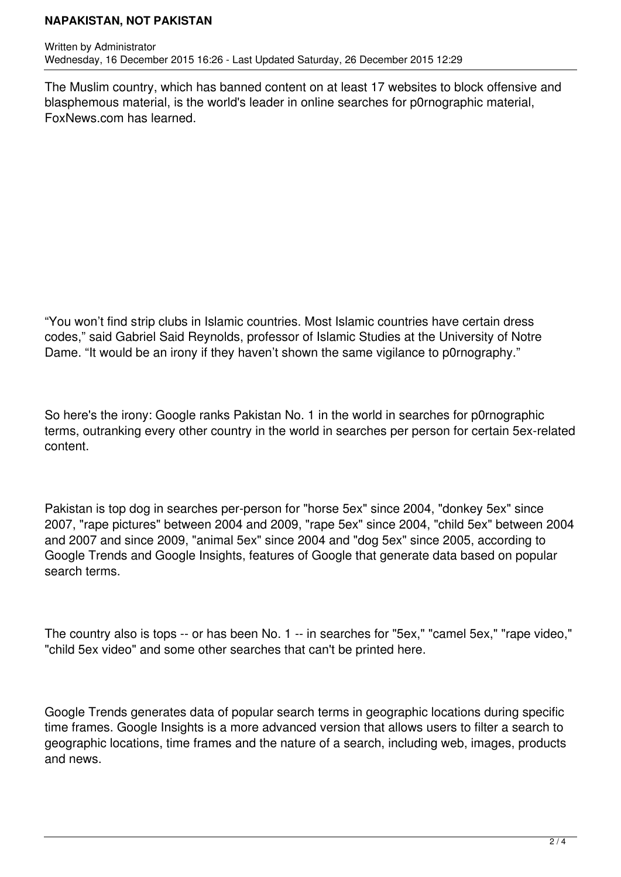The Muslim country, which has banned content on at least 17 websites to block offensive and blasphemous material, is the world's leader in online searches for p0rnographic material, FoxNews.com has learned.

“You won’t find strip clubs in Islamic countries. Most Islamic countries have certain dress codes,” said Gabriel Said Reynolds, professor of Islamic Studies at the University of Notre Dame. “It would be an irony if they haven’t shown the same vigilance to p0rnography.”

So here's the irony: Google ranks Pakistan No. 1 in the world in searches for p0rnographic terms, outranking every other country in the world in searches per person for certain 5ex-related content.

Pakistan is top dog in searches per-person for "horse 5ex" since 2004, "donkey 5ex" since 2007, "rape pictures" between 2004 and 2009, "rape 5ex" since 2004, "child 5ex" between 2004 and 2007 and since 2009, "animal 5ex" since 2004 and "dog 5ex" since 2005, according to Google Trends and Google Insights, features of Google that generate data based on popular search terms.

The country also is tops -- or has been No. 1 -- in searches for "5ex," "camel 5ex," "rape video," "child 5ex video" and some other searches that can't be printed here.

Google Trends generates data of popular search terms in geographic locations during specific time frames. Google Insights is a more advanced version that allows users to filter a search to geographic locations, time frames and the nature of a search, including web, images, products and news.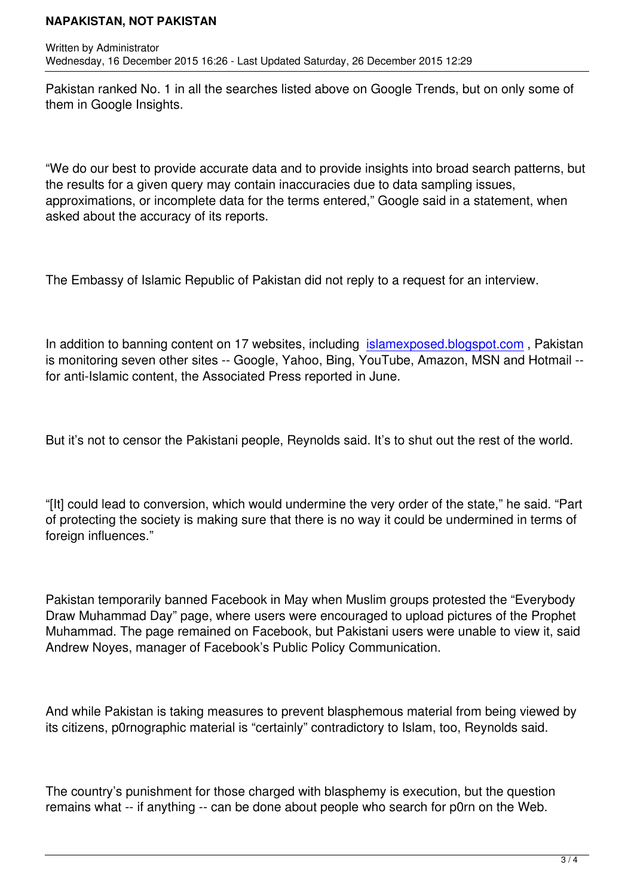Pakistan ranked No. 1 in all the searches listed above on Google Trends, but on only some of them in Google Insights.

“We do our best to provide accurate data and to provide insights into broad search patterns, but the results for a given query may contain inaccuracies due to data sampling issues, approximations, or incomplete data for the terms entered,” Google said in a statement, when asked about the accuracy of its reports.

The Embassy of Islamic Republic of Pakistan did not reply to a request for an interview.

In addition to banning content on 17 websites, including islamexposed.blogspot.com , Pakistan is monitoring seven other sites -- Google, Yahoo, Bing, YouTube, Amazon, MSN and Hotmail -- for anti-Islamic content, the Associated Press reported in June.

But it’s not to censor the Pakistani people, Reynolds said. It’s to shut out the rest of the world.

“[It] could lead to conversion, which would undermine the very order of the state,” he said. “Part of protecting the society is making sure that there is no way it could be undermined in terms of foreign influences.”

Pakistan temporarily banned Facebook in May when Muslim groups protested the “Everybody Draw Muhammad Day” page, where users were encouraged to upload pictures of the Prophet Muhammad. The page remained on Facebook, but Pakistani users were unable to view it, said Andrew Noyes, manager of Facebook’s Public Policy Communication.

And while Pakistan is taking measures to prevent blasphemous material from being viewed by its citizens, p0rnographic material is “certainly” contradictory to Islam, too, Reynolds said.

The country’s punishment for those charged with blasphemy is execution, but the question remains what -- if anything -- can be done about people who search for p0rn on the Web.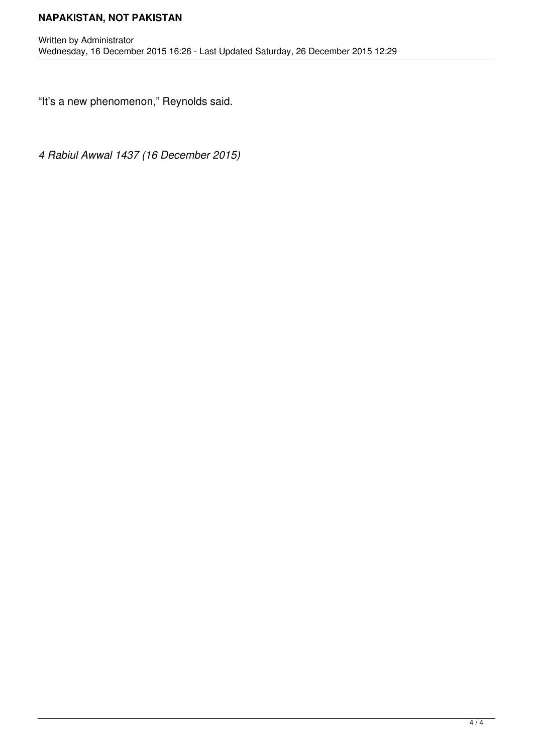"It's a new phenomenon," Reynolds said.

*4 Rabiul Awwal 1437 (16 December 2015)*